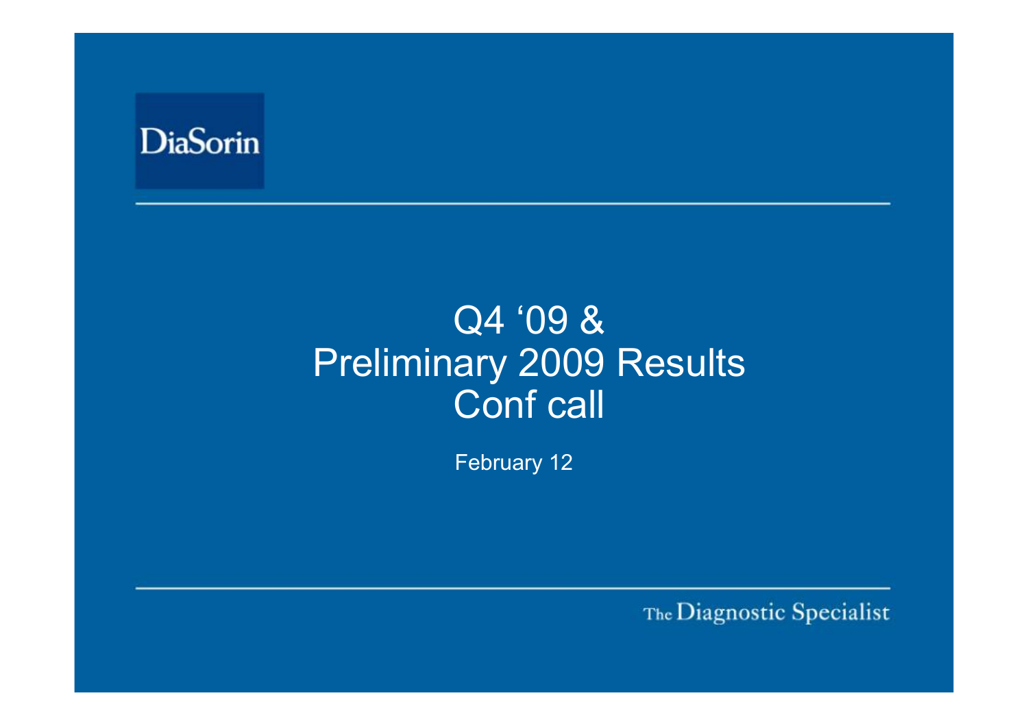DiaSorin

# Q4 '09 & Preliminary 2009 Results Conf call

February 12

The Diagnostic Specialist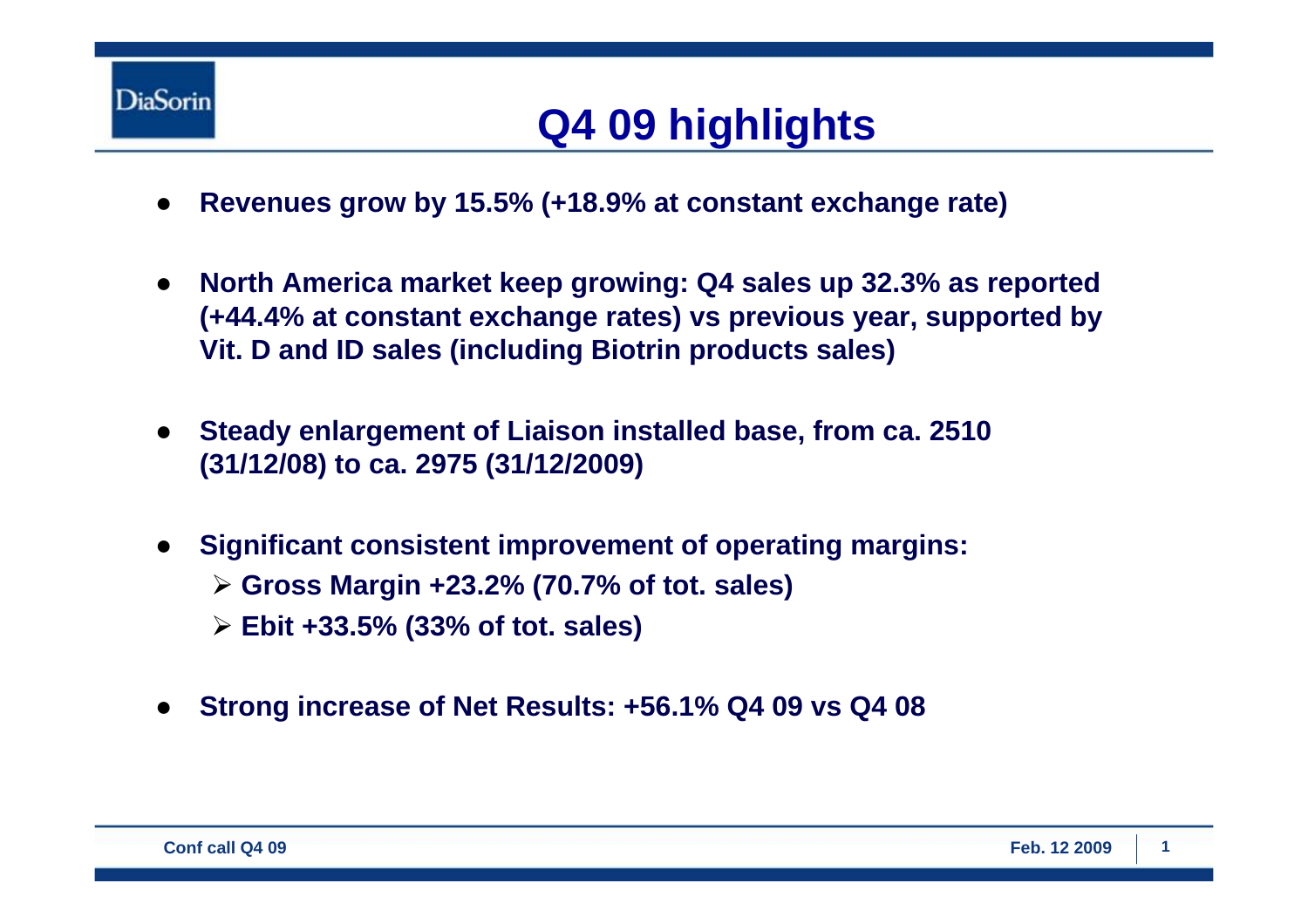# Q4 09 highlights

- **Revenues grow by 15.5% (+18.9% at constant exchange rate)**
- **North America market keep growing: Q4 sales up 32.3% as reported (+44.4% at constant exchange rates) vs previous year, supported by Vit. D and ID sales (including Biotrin products sales)**
- **Steady enlargement of Liaison installed base, from ca. 2510 (31/12/08) to ca. 2975 (31/12/2009)**
- **Significant consistent improvement of operating margins:**
  - **Gross Margin +23.2% (70.7% of tot. sales)**
  - **Ebit +33.5% (33% of tot. sales)**
- **Strong increase of Net Results: +56.1% Q4 09 vs Q4 08**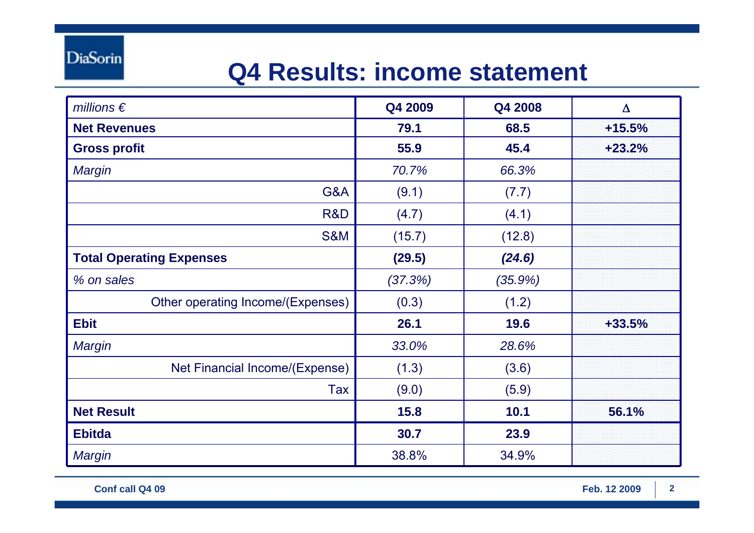# Q4 Results: income statement

| *millions €* | **Q4 2009** | **Q4 2008** | **Δ** |
|---|---|---|---|
| **Net Revenues** | **79.1** | **68.5** | **+15.5%** |
| **Gross profit** | **55.9** | **45.4** | **+23.2%** |
| *Margin* | *70.7%* | *66.3%* | |
| G&A | (9.1) | (7.7) | |
| R&D | (4.7) | (4.1) | |
| S&M | (15.7) | (12.8) | |
| **Total Operating Expenses** | **(29.5)** | ***(24.6)*** | |
| *% on sales* | *(37.3%)* | *(35.9%)* | |
| Other operating Income/(Expenses) | (0.3) | (1.2) | |
| **Ebit** | **26.1** | **19.6** | **+33.5%** |
| *Margin* | *33.0%* | *28.6%* | |
| Net Financial Income/(Expense) | (1.3) | (3.6) | |
| Tax | (9.0) | (5.9) | |
| **Net Result** | **15.8** | **10.1** | **56.1%** |
| **Ebitda** | **30.7** | **23.9** | |
| *Margin* | 38.8% | 34.9% | |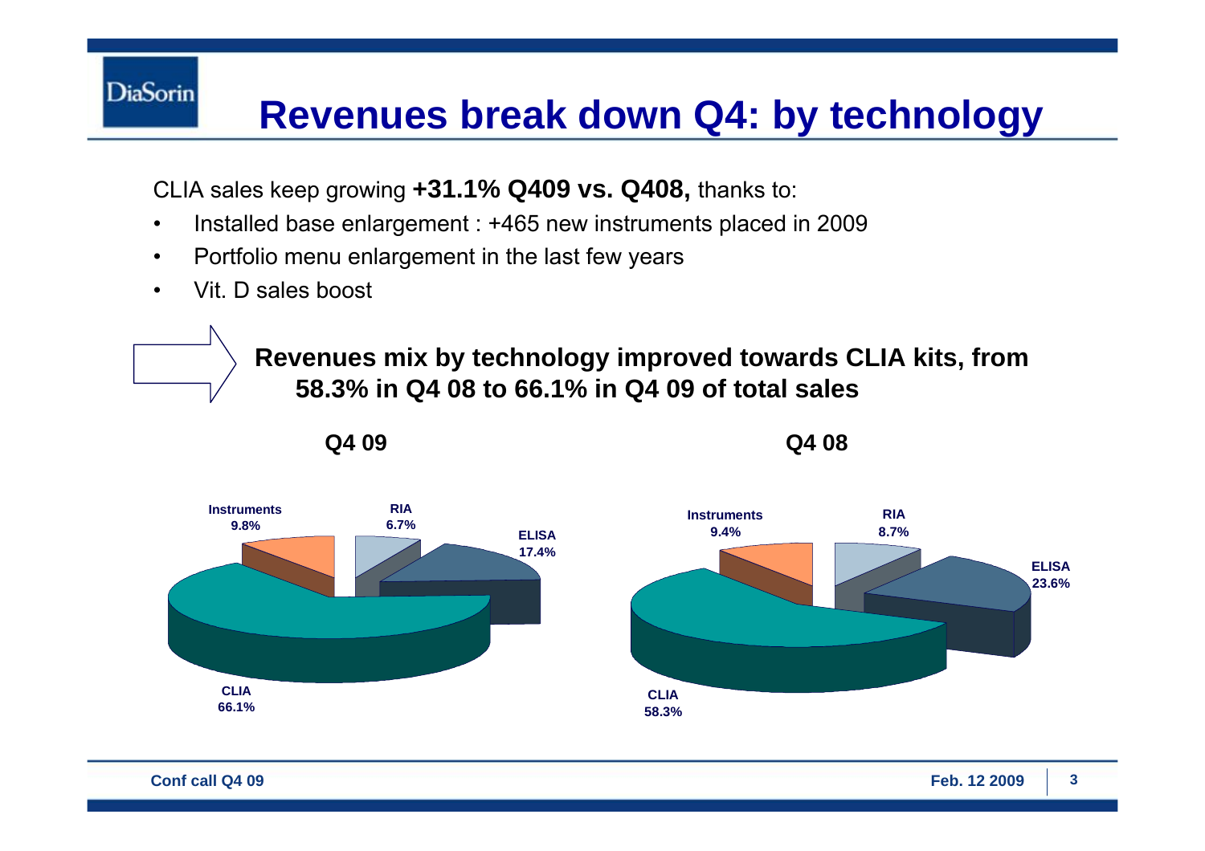# Revenues break down Q4: by technology

CLIA sales keep growing **+31.1% Q409 vs. Q408,** thanks to:

- Installed base enlargement : +465 new instruments placed in 2009
- Portfolio menu enlargement in the last few years
- Vit. D sales boost

**Revenues mix by technology improved towards CLIA kits, from 58.3% in Q4 08 to 66.1% in Q4 09 of total sales**

| Technology | Q4 09 | Q4 08 |
|---|---|---|
| CLIA | 66.1% | 58.3% |
| ELISA | 17.4% | 23.6% |
| RIA | 6.7% | 8.7% |
| Instruments | 9.8% | 9.4% |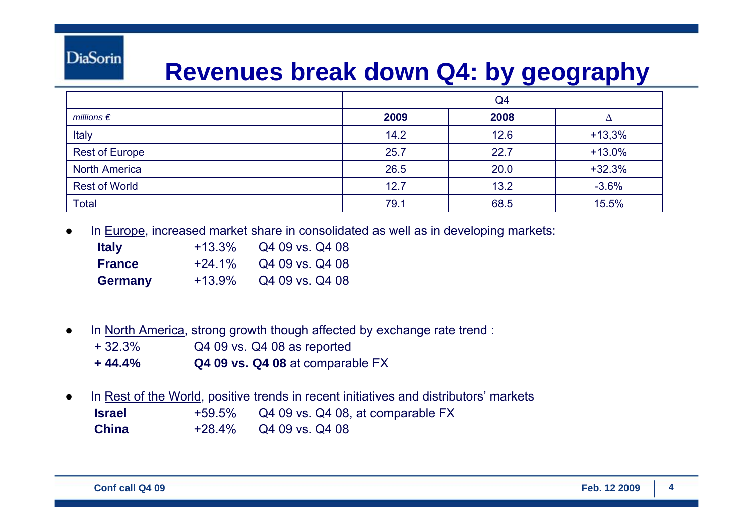# Revenues break down Q4: by geography

| | Q4 | | |
|---|---|---|---|
| *millions €* | **2009** | **2008** | Δ |
| Italy | 14.2 | 12.6 | +13,3% |
| Rest of Europe | 25.7 | 22.7 | +13.0% |
| North America | 26.5 | 20.0 | +32.3% |
| Rest of World | 12.7 | 13.2 | -3.6% |
| Total | 79.1 | 68.5 | 15.5% |

- In Europe, increased market share in consolidated as well as in developing markets:
  - **Italy** +13.3% Q4 09 vs. Q4 08
  - **France** +24.1% Q4 09 vs. Q4 08
  - **Germany** +13.9% Q4 09 vs. Q4 08

- In North America, strong growth though affected by exchange rate trend :
  - + 32.3% Q4 09 vs. Q4 08 as reported
  - **+ 44.4%** **Q4 09 vs. Q4 08** at comparable FX

- In Rest of the World, positive trends in recent initiatives and distributors' markets
  - **Israel** +59.5% Q4 09 vs. Q4 08, at comparable FX
  - **China** +28.4% Q4 09 vs. Q4 08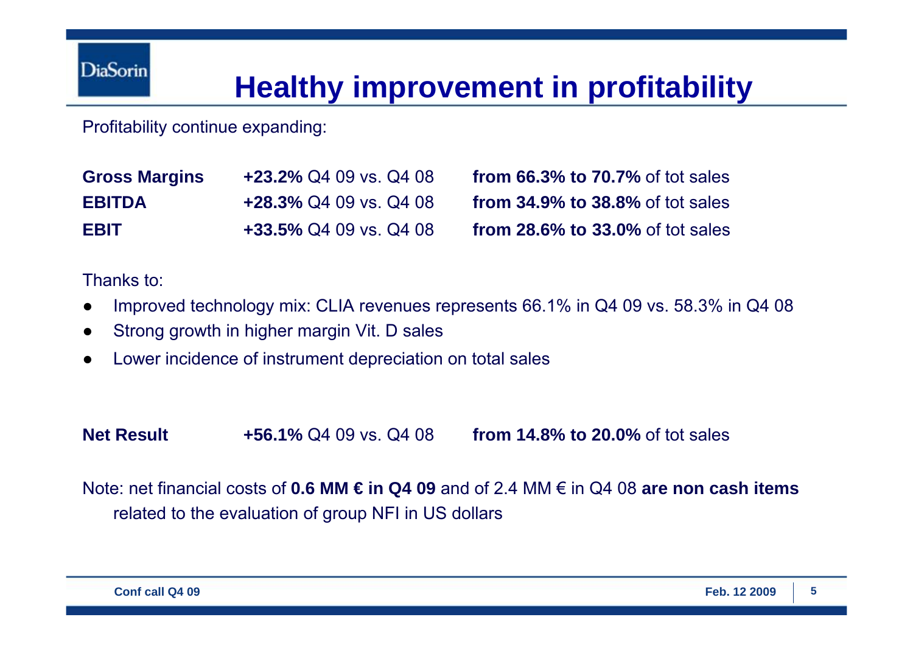# Healthy improvement in profitability

Profitability continue expanding:

| | | |
|---|---|---|
| **Gross Margins** | **+23.2%** Q4 09 vs. Q4 08 | **from 66.3% to 70.7%** of tot sales |
| **EBITDA** | **+28.3%** Q4 09 vs. Q4 08 | **from 34.9% to 38.8%** of tot sales |
| **EBIT** | **+33.5%** Q4 09 vs. Q4 08 | **from 28.6% to 33.0%** of tot sales |

Thanks to:

- Improved technology mix: CLIA revenues represents 66.1% in Q4 09 vs. 58.3% in Q4 08
- Strong growth in higher margin Vit. D sales
- Lower incidence of instrument depreciation on total sales

| | | |
|---|---|---|
| **Net Result** | **+56.1%** Q4 09 vs. Q4 08 | **from 14.8% to 20.0%** of tot sales |

Note: net financial costs of **0.6 MM € in Q4 09** and of 2.4 MM € in Q4 08 **are non cash items** related to the evaluation of group NFI in US dollars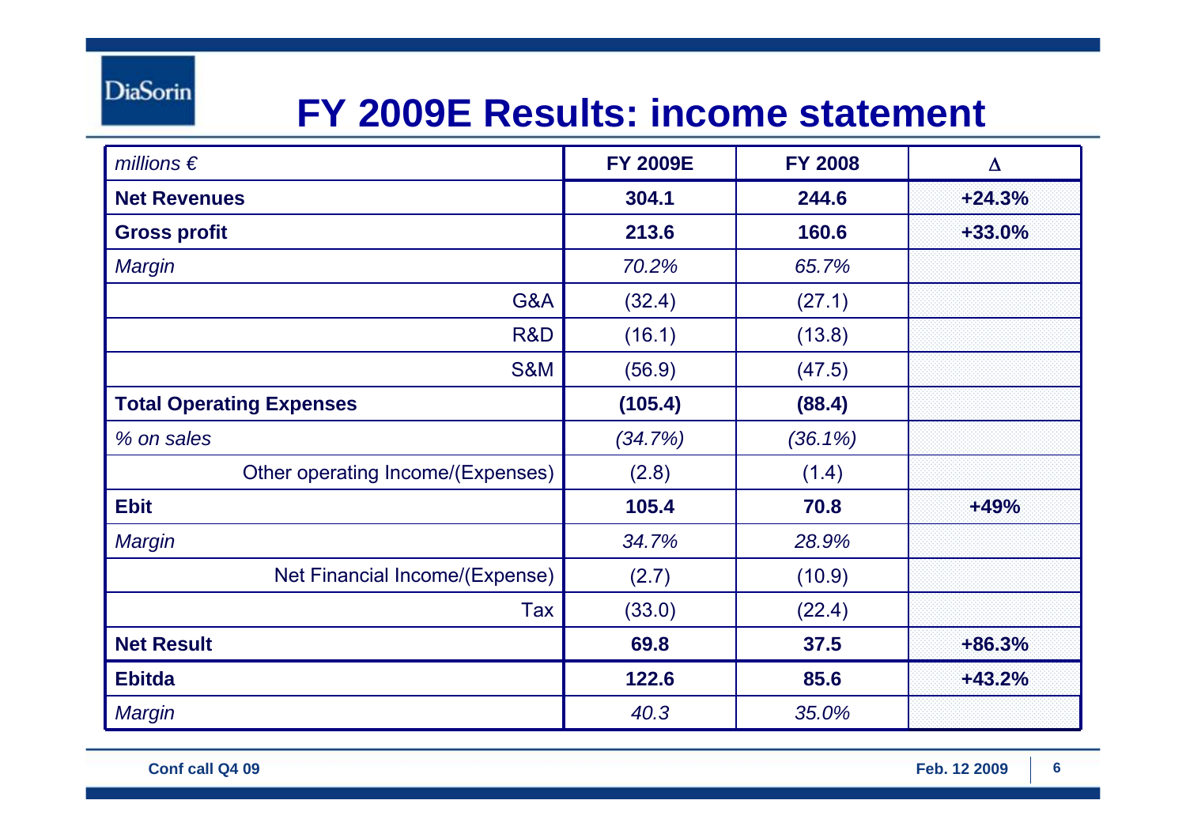# FY 2009E Results: income statement

| *millions €* | FY 2009E | FY 2008 | Δ |
|---|---|---|---|
| **Net Revenues** | **304.1** | **244.6** | **+24.3%** |
| **Gross profit** | **213.6** | **160.6** | **+33.0%** |
| *Margin* | *70.2%* | *65.7%* | |
| G&A | (32.4) | (27.1) | |
| R&D | (16.1) | (13.8) | |
| S&M | (56.9) | (47.5) | |
| **Total Operating Expenses** | **(105.4)** | **(88.4)** | |
| *% on sales* | *(34.7%)* | *(36.1%)* | |
| Other operating Income/(Expenses) | (2.8) | (1.4) | |
| **Ebit** | **105.4** | **70.8** | **+49%** |
| *Margin* | *34.7%* | *28.9%* | |
| Net Financial Income/(Expense) | (2.7) | (10.9) | |
| Tax | (33.0) | (22.4) | |
| **Net Result** | **69.8** | **37.5** | **+86.3%** |
| **Ebitda** | **122.6** | **85.6** | **+43.2%** |
| *Margin* | *40.3* | *35.0%* | |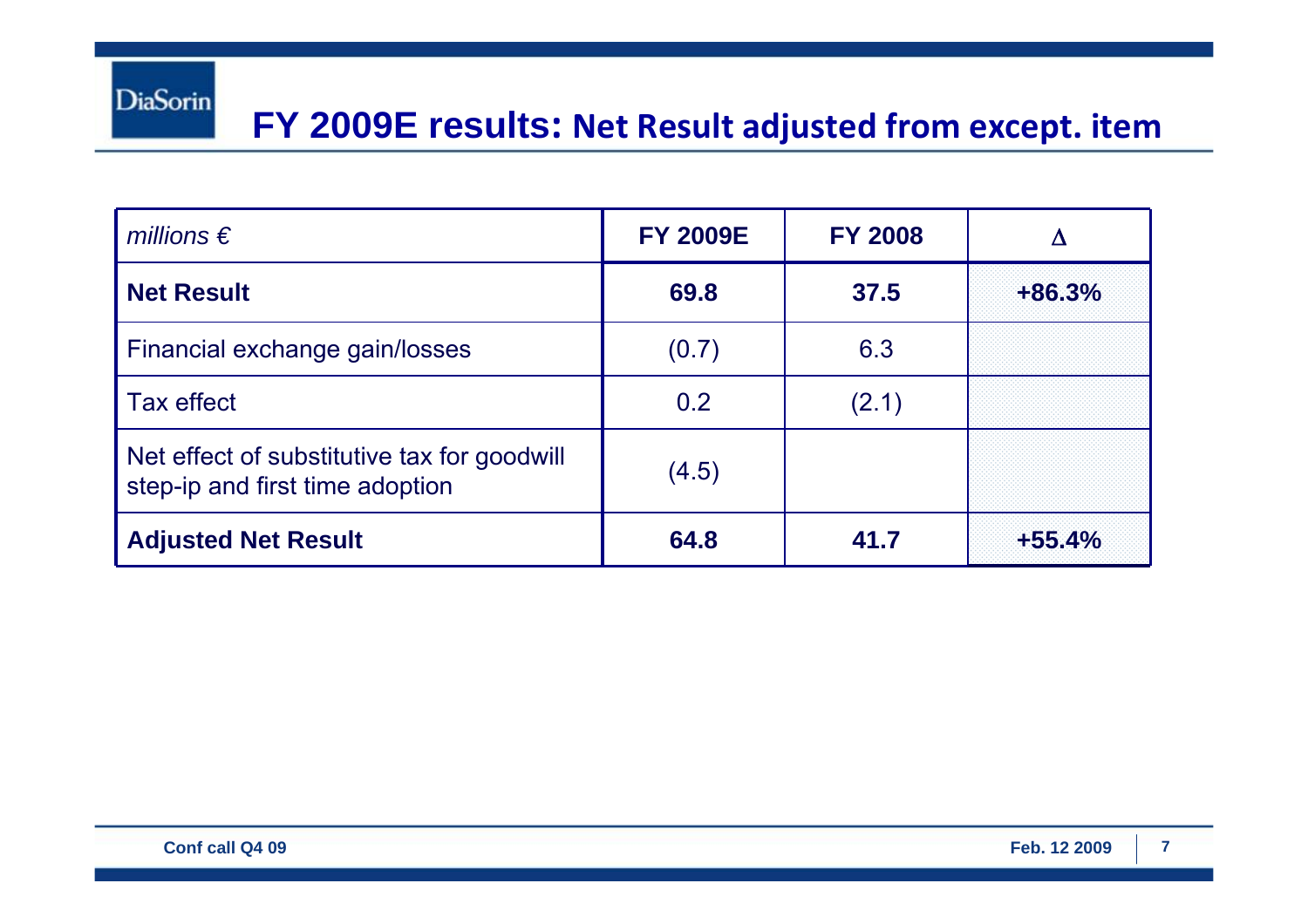# FY 2009E results: Net Result adjusted from except. item

| *millions €* | FY 2009E | FY 2008 | Δ |
|---|---|---|---|
| **Net Result** | **69.8** | **37.5** | **+86.3%** |
| Financial exchange gain/losses | (0.7) | 6.3 | |
| Tax effect | 0.2 | (2.1) | |
| Net effect of substitutive tax for goodwill step-ip and first time adoption | (4.5) | | |
| **Adjusted Net Result** | **64.8** | **41.7** | **+55.4%** |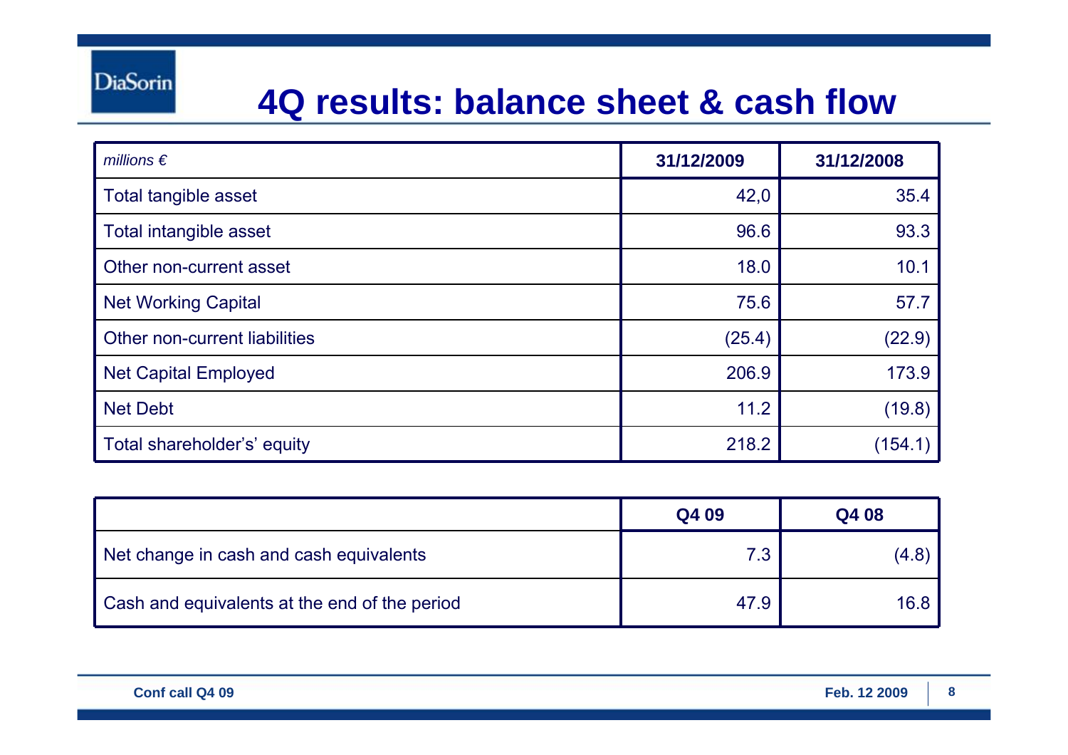# 4Q results: balance sheet & cash flow

| *millions €* | 31/12/2009 | 31/12/2008 |
|---|---|---|
| Total tangible asset | 42,0 | 35.4 |
| Total intangible asset | 96.6 | 93.3 |
| Other non-current asset | 18.0 | 10.1 |
| Net Working Capital | 75.6 | 57.7 |
| Other non-current liabilities | (25.4) | (22.9) |
| Net Capital Employed | 206.9 | 173.9 |
| Net Debt | 11.2 | (19.8) |
| Total shareholder's' equity | 218.2 | (154.1) |

| | Q4 09 | Q4 08 |
|---|---|---|
| Net change in cash and cash equivalents | 7.3 | (4.8) |
| Cash and equivalents at the end of the period | 47.9 | 16.8 |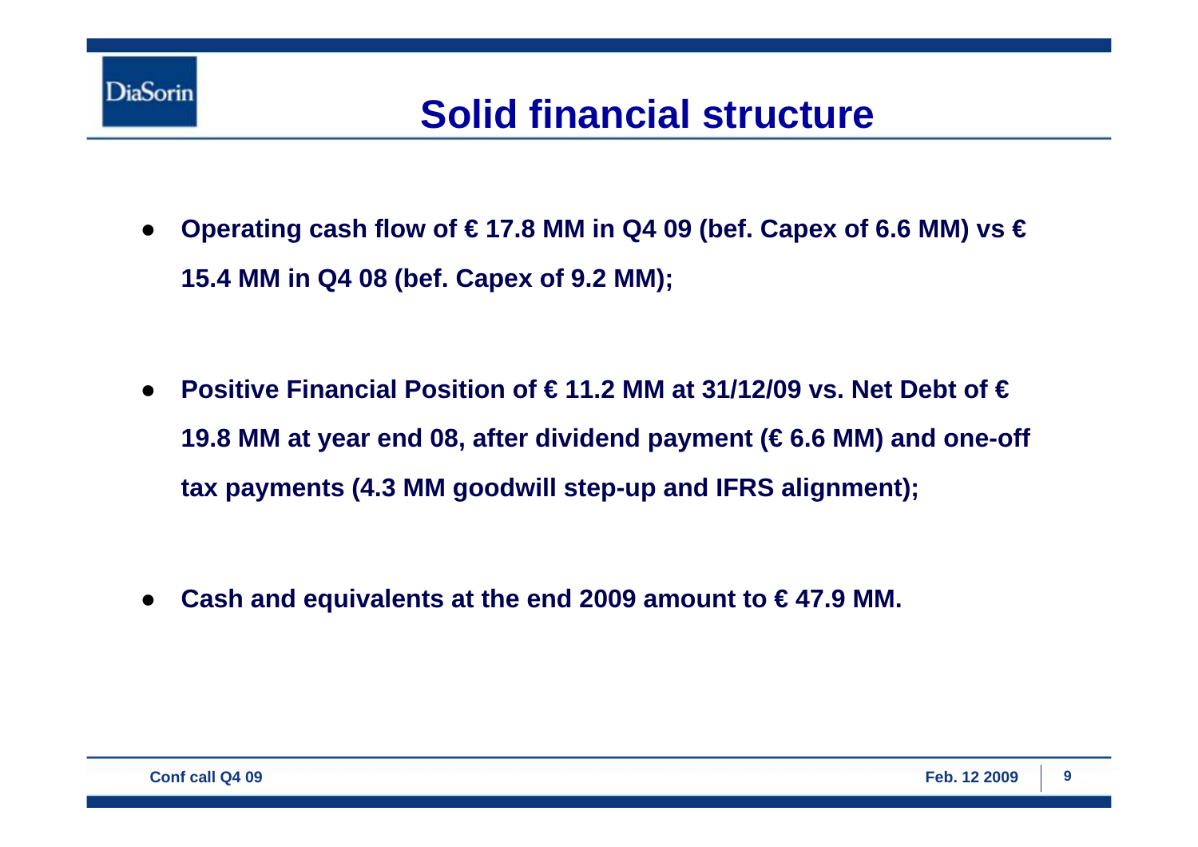# Solid financial structure

- **Operating cash flow of € 17.8 MM in Q4 09 (bef. Capex of 6.6 MM) vs € 15.4 MM in Q4 08 (bef. Capex of 9.2 MM);**

- **Positive Financial Position of € 11.2 MM at 31/12/09 vs. Net Debt of € 19.8 MM at year end 08, after dividend payment (€ 6.6 MM) and one-off tax payments (4.3 MM goodwill step-up and IFRS alignment);**

- **Cash and equivalents at the end 2009 amount to € 47.9 MM.**